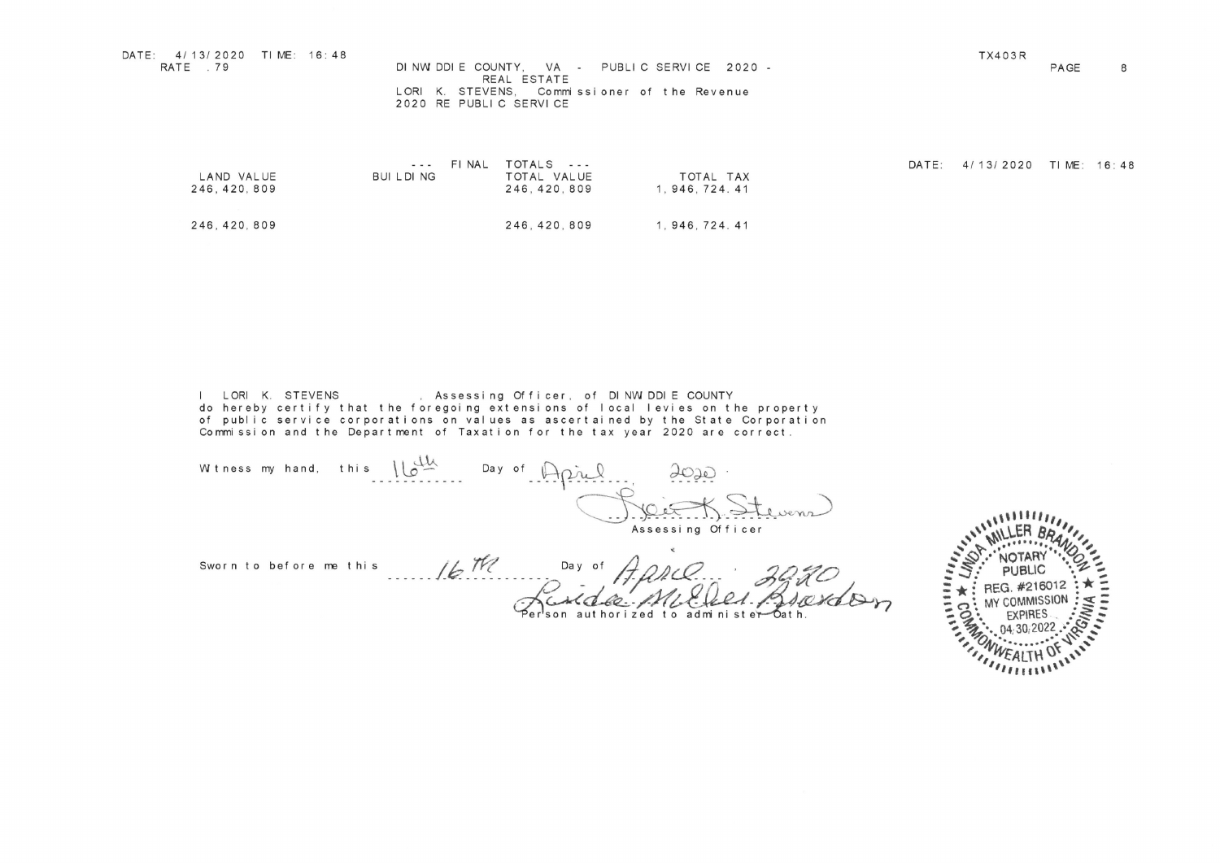DATE: 4/13/2020 TIME: 16:48
RATE .79

DINWIDDIE COUNTY, VA - PUBLIC SERVICE 2020 -
REAL ESTATE
LORI K. STEVENS, Commissioner of the Revenue
2020 RE PUBLIC SERVICE

TX403R

--- FINAL TOTALS ---

DATE: 4/13/2020 TIME: 16:48

| LAND VALUE | BUILDING | TOTAL VALUE | TOTAL TAX |
|---|---|---|---|
| 246,420,809 | | 246,420,809 | 1,946,724.41 |
| 246,420,809 | | 246,420,809 | 1,946,724.41 |

I LORI K. STEVENS , Assessing Officer, of DINWIDDIE COUNTY do hereby certify that the foregoing extensions of local levies on the property of public service corporations on values as ascertained by the State Corporation Commission and the Department of Taxation for the tax year 2020 are correct.

Witness my hand, this 16th Day of April 2020.

Lori K. Stevens
Assessing Officer

Sworn to before me this 16th Day of April 2020

Linda Miller Brandon
Person authorized to administer Oath.

LINDA MILLER BRANDON
NOTARY PUBLIC
REG. #216012
MY COMMISSION EXPIRES 04/30/2022
COMMONWEALTH OF VIRGINIA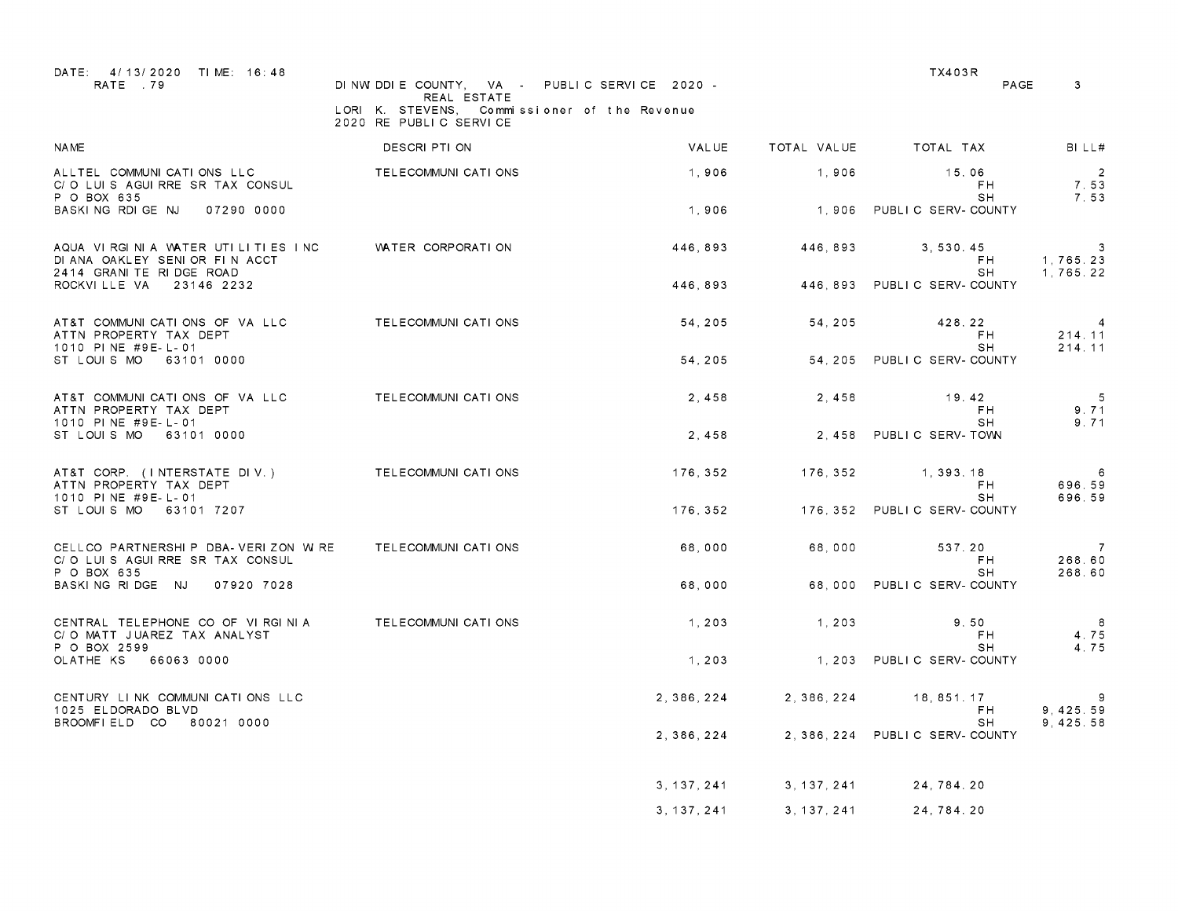DATE: 4/13/2020 TIME: 16:48
RATE .79

DINWIDDIE COUNTY, VA - PUBLIC SERVICE 2020 - REAL ESTATE
LORI K. STEVENS, Commissioner of the Revenue
2020 RE PUBLIC SERVICE

TX403R
PAGE 3

| NAME | DESCRIPTION | VALUE | TOTAL VALUE | TOTAL TAX | | BILL# |
|---|---|---|---|---|---|---|
| ALLTEL COMMUNICATIONS LLC | TELECOMMUNICATIONS | 1,906 | 1,906 | 15.06 | | 2 |
| C/O LUIS AGUIRRE SR TAX CONSUL | | | | | FH | 7.53 |
| P O BOX 635 | | | | | SH | 7.53 |
| BASKING RDIGE NJ 07290 0000 | | 1,906 | 1,906 | PUBLIC SERV-COUNTY | | |
| AQUA VIRGINIA WATER UTILITIES INC | WATER CORPORATION | 446,893 | 446,893 | 3,530.45 | | 3 |
| DIANA OAKLEY SENIOR FIN ACCT | | | | | FH | 1,765.23 |
| 2414 GRANITE RIDGE ROAD | | | | | SH | 1,765.22 |
| ROCKVILLE VA 23146 2232 | | 446,893 | 446,893 | PUBLIC SERV-COUNTY | | |
| AT&T COMMUNICATIONS OF VA LLC | TELECOMMUNICATIONS | 54,205 | 54,205 | 428.22 | | 4 |
| ATTN PROPERTY TAX DEPT | | | | | FH | 214.11 |
| 1010 PINE #9E-L-01 | | | | | SH | 214.11 |
| ST LOUIS MO 63101 0000 | | 54,205 | 54,205 | PUBLIC SERV-COUNTY | | |
| AT&T COMMUNICATIONS OF VA LLC | TELECOMMUNICATIONS | 2,458 | 2,458 | 19.42 | | 5 |
| ATTN PROPERTY TAX DEPT | | | | | FH | 9.71 |
| 1010 PINE #9E-L-01 | | | | | SH | 9.71 |
| ST LOUIS MO 63101 0000 | | 2,458 | 2,458 | PUBLIC SERV-TOWN | | |
| AT&T CORP. (INTERSTATE DIV.) | TELECOMMUNICATIONS | 176,352 | 176,352 | 1,393.18 | | 6 |
| ATTN PROPERTY TAX DEPT | | | | | FH | 696.59 |
| 1010 PINE #9E-L-01 | | | | | SH | 696.59 |
| ST LOUIS MO 63101 7207 | | 176,352 | 176,352 | PUBLIC SERV-COUNTY | | |
| CELLCO PARTNERSHIP DBA-VERIZON WIRE | TELECOMMUNICATIONS | 68,000 | 68,000 | 537.20 | | 7 |
| C/O LUIS AGUIRRE SR TAX CONSUL | | | | | FH | 268.60 |
| P O BOX 635 | | | | | SH | 268.60 |
| BASKING RIDGE NJ 07920 7028 | | 68,000 | 68,000 | PUBLIC SERV-COUNTY | | |
| CENTRAL TELEPHONE CO OF VIRGINIA | TELECOMMUNICATIONS | 1,203 | 1,203 | 9.50 | | 8 |
| C/O MATT JUAREZ TAX ANALYST | | | | | FH | 4.75 |
| P O BOX 2599 | | | | | SH | 4.75 |
| OLATHE KS 66063 0000 | | 1,203 | 1,203 | PUBLIC SERV-COUNTY | | |
| CENTURY LINK COMMUNICATIONS LLC | | 2,386,224 | 2,386,224 | 18,851.17 | | 9 |
| 1025 ELDORADO BLVD | | | | | FH | 9,425.59 |
| BROOMFIELD CO 80021 0000 | | | | | SH | 9,425.58 |
| | | 2,386,224 | 2,386,224 | PUBLIC SERV-COUNTY | | |
| | | 3,137,241 | 3,137,241 | 24,784.20 | | |
| | | 3,137,241 | 3,137,241 | 24,784.20 | | |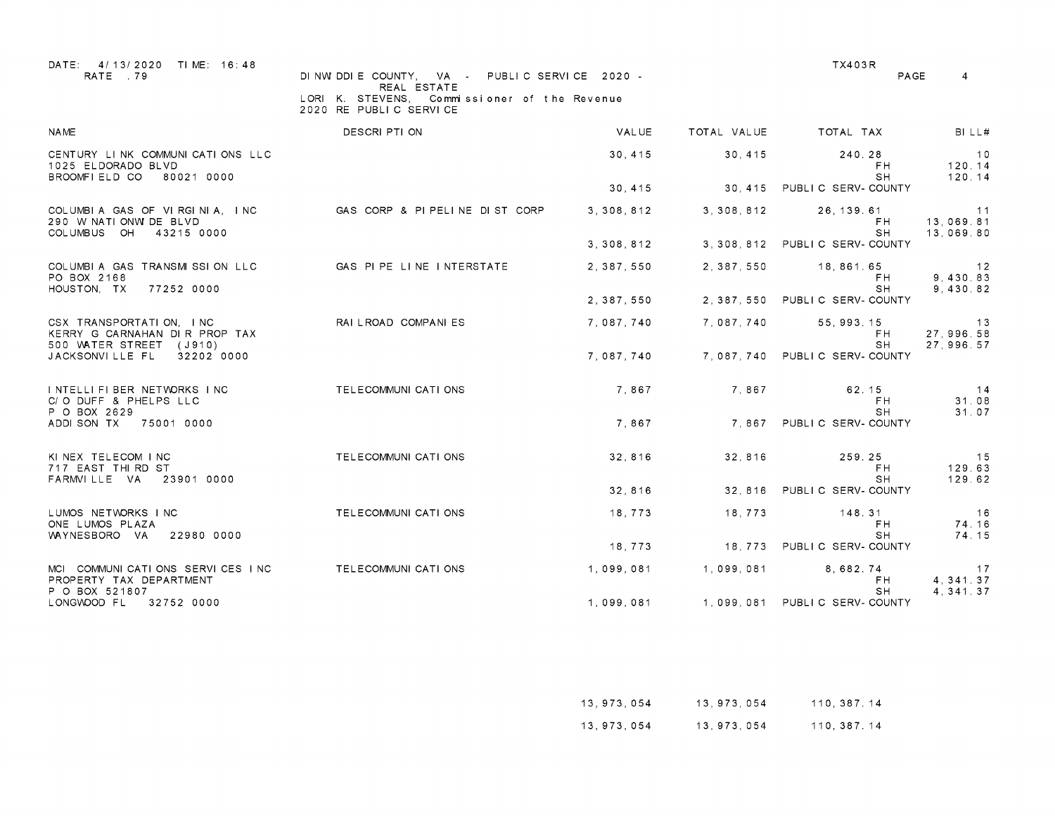DATE: 4/13/2020 TIME: 16:48
RATE .79

DINWIDDIE COUNTY, VA - PUBLIC SERVICE 2020 - REAL ESTATE
LORI K. STEVENS, Commissioner of the Revenue
2020 RE PUBLIC SERVICE

TX403R

| NAME | DESCRIPTION | VALUE | TOTAL VALUE | TOTAL TAX | | BILL# |
|---|---|---|---|---|---|---|
| CENTURY LINK COMMUNICATIONS LLC | | 30,415 | 30,415 | 240.28 | | 10 |
| 1025 ELDORADO BLVD | | | | | FH | 120.14 |
| BROOMFIELD CO 80021 0000 | | | | | SH | 120.14 |
| | | 30,415 | 30,415 | PUBLIC SERV-COUNTY | | |
| COLUMBIA GAS OF VIRGINIA, INC | GAS CORP & PIPELINE DIST CORP | 3,308,812 | 3,308,812 | 26,139.61 | | 11 |
| 290 W NATIONWIDE BLVD | | | | | FH | 13,069.81 |
| COLUMBUS OH 43215 0000 | | | | | SH | 13,069.80 |
| | | 3,308,812 | 3,308,812 | PUBLIC SERV-COUNTY | | |
| COLUMBIA GAS TRANSMISSION LLC | GAS PIPE LINE INTERSTATE | 2,387,550 | 2,387,550 | 18,861.65 | | 12 |
| PO BOX 2168 | | | | | FH | 9,430.83 |
| HOUSTON, TX 77252 0000 | | | | | SH | 9,430.82 |
| | | 2,387,550 | 2,387,550 | PUBLIC SERV-COUNTY | | |
| CSX TRANSPORTATION, INC | RAILROAD COMPANIES | 7,087,740 | 7,087,740 | 55,993.15 | | 13 |
| KERRY G CARNAHAN DIR PROP TAX | | | | | FH | 27,996.58 |
| 500 WATER STREET (J910) | | | | | SH | 27,996.57 |
| JACKSONVILLE FL 32202 0000 | | 7,087,740 | 7,087,740 | PUBLIC SERV-COUNTY | | |
| INTELLIFIBER NETWORKS INC | TELECOMMUNICATIONS | 7,867 | 7,867 | 62.15 | | 14 |
| C/O DUFF & PHELPS LLC | | | | | FH | 31.08 |
| P O BOX 2629 | | | | | SH | 31.07 |
| ADDISON TX 75001 0000 | | 7,867 | 7,867 | PUBLIC SERV-COUNTY | | |
| KINEX TELECOM INC | TELECOMMUNICATIONS | 32,816 | 32,816 | 259.25 | | 15 |
| 717 EAST THIRD ST | | | | | FH | 129.63 |
| FARMVILLE VA 23901 0000 | | | | | SH | 129.62 |
| | | 32,816 | 32,816 | PUBLIC SERV-COUNTY | | |
| LUMOS NETWORKS INC | TELECOMMUNICATIONS | 18,773 | 18,773 | 148.31 | | 16 |
| ONE LUMOS PLAZA | | | | | FH | 74.16 |
| WAYNESBORO VA 22980 0000 | | | | | SH | 74.15 |
| | | 18,773 | 18,773 | PUBLIC SERV-COUNTY | | |
| MCI COMMUNICATIONS SERVICES INC | TELECOMMUNICATIONS | 1,099,081 | 1,099,081 | 8,682.74 | | 17 |
| PROPERTY TAX DEPARTMENT | | | | | FH | 4,341.37 |
| P O BOX 521807 | | | | | SH | 4,341.37 |
| LONGWOOD FL 32752 0000 | | 1,099,081 | 1,099,081 | PUBLIC SERV-COUNTY | | |
| | | 13,973,054 | 13,973,054 | 110,387.14 | | |
| | | 13,973,054 | 13,973,054 | 110,387.14 | | |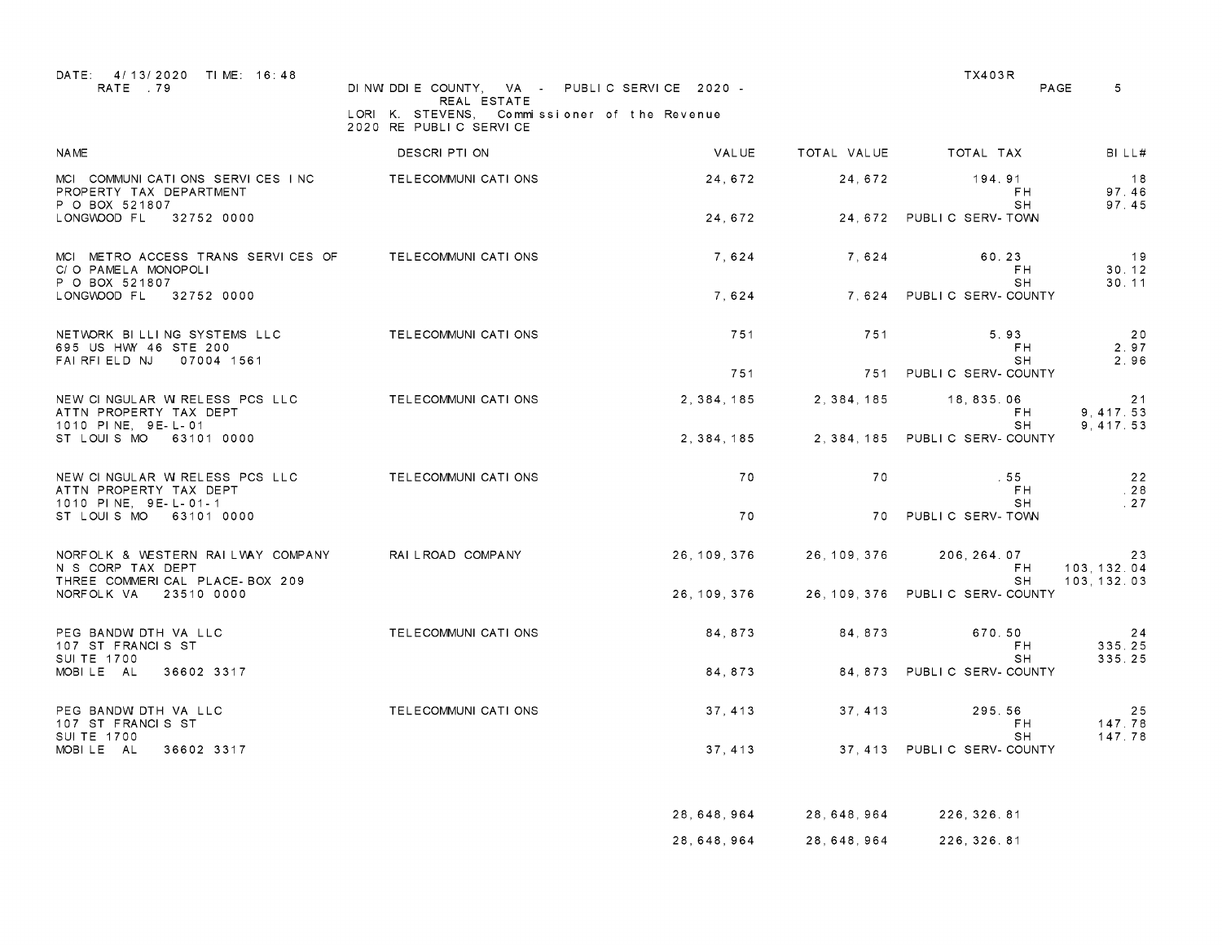DATE: 4/13/2020 TIME: 16:48
RATE .79

DINWIDDIE COUNTY, VA - PUBLIC SERVICE 2020 - REAL ESTATE
LORI K. STEVENS, Commissioner of the Revenue
2020 RE PUBLIC SERVICE

TX403R

| NAME | DESCRIPTION | VALUE | TOTAL VALUE | TOTAL TAX | | BILL# |
|---|---|---|---|---|---|---|
| MCI COMMUNICATIONS SERVICES INC | TELECOMMUNICATIONS | 24,672 | 24,672 | 194.91 | | 18 |
| PROPERTY TAX DEPARTMENT | | | | | FH | 97.46 |
| P O BOX 521807 | | | | | SH | 97.45 |
| LONGWOOD FL 32752 0000 | | 24,672 | 24,672 | PUBLIC SERV-TOWN | | |
| MCI METRO ACCESS TRANS SERVICES OF | TELECOMMUNICATIONS | 7,624 | 7,624 | 60.23 | | 19 |
| C/O PAMELA MONOPOLI | | | | | FH | 30.12 |
| P O BOX 521807 | | | | | SH | 30.11 |
| LONGWOOD FL 32752 0000 | | 7,624 | 7,624 | PUBLIC SERV-COUNTY | | |
| NETWORK BILLING SYSTEMS LLC | TELECOMMUNICATIONS | 751 | 751 | 5.93 | | 20 |
| 695 US HWY 46 STE 200 | | | | | FH | 2.97 |
| FAIRFIELD NJ 07004 1561 | | | | | SH | 2.96 |
| | | 751 | 751 | PUBLIC SERV-COUNTY | | |
| NEW CINGULAR WIRELESS PCS LLC | TELECOMMUNICATIONS | 2,384,185 | 2,384,185 | 18,835.06 | | 21 |
| ATTN PROPERTY TAX DEPT | | | | | FH | 9,417.53 |
| 1010 PINE, 9E-L-01 | | | | | SH | 9,417.53 |
| ST LOUIS MO 63101 0000 | | 2,384,185 | 2,384,185 | PUBLIC SERV-COUNTY | | |
| NEW CINGULAR WIRELESS PCS LLC | TELECOMMUNICATIONS | 70 | 70 | .55 | | 22 |
| ATTN PROPERTY TAX DEPT | | | | | FH | .28 |
| 1010 PINE, 9E-L-01-1 | | | | | SH | .27 |
| ST LOUIS MO 63101 0000 | | 70 | 70 | PUBLIC SERV-TOWN | | |
| NORFOLK & WESTERN RAILWAY COMPANY | RAILROAD COMPANY | 26,109,376 | 26,109,376 | 206,264.07 | | 23 |
| N S CORP TAX DEPT | | | | | FH | 103,132.04 |
| THREE COMMERICAL PLACE-BOX 209 | | | | | SH | 103,132.03 |
| NORFOLK VA 23510 0000 | | 26,109,376 | 26,109,376 | PUBLIC SERV-COUNTY | | |
| PEG BANDWIDTH VA LLC | TELECOMMUNICATIONS | 84,873 | 84,873 | 670.50 | | 24 |
| 107 ST FRANCIS ST | | | | | FH | 335.25 |
| SUITE 1700 | | | | | SH | 335.25 |
| MOBILE AL 36602 3317 | | 84,873 | 84,873 | PUBLIC SERV-COUNTY | | |
| PEG BANDWIDTH VA LLC | TELECOMMUNICATIONS | 37,413 | 37,413 | 295.56 | | 25 |
| 107 ST FRANCIS ST | | | | | FH | 147.78 |
| SUITE 1700 | | | | | SH | 147.78 |
| MOBILE AL 36602 3317 | | 37,413 | 37,413 | PUBLIC SERV-COUNTY | | |
| | | 28,648,964 | 28,648,964 | 226,326.81 | | |
| | | 28,648,964 | 28,648,964 | 226,326.81 | | |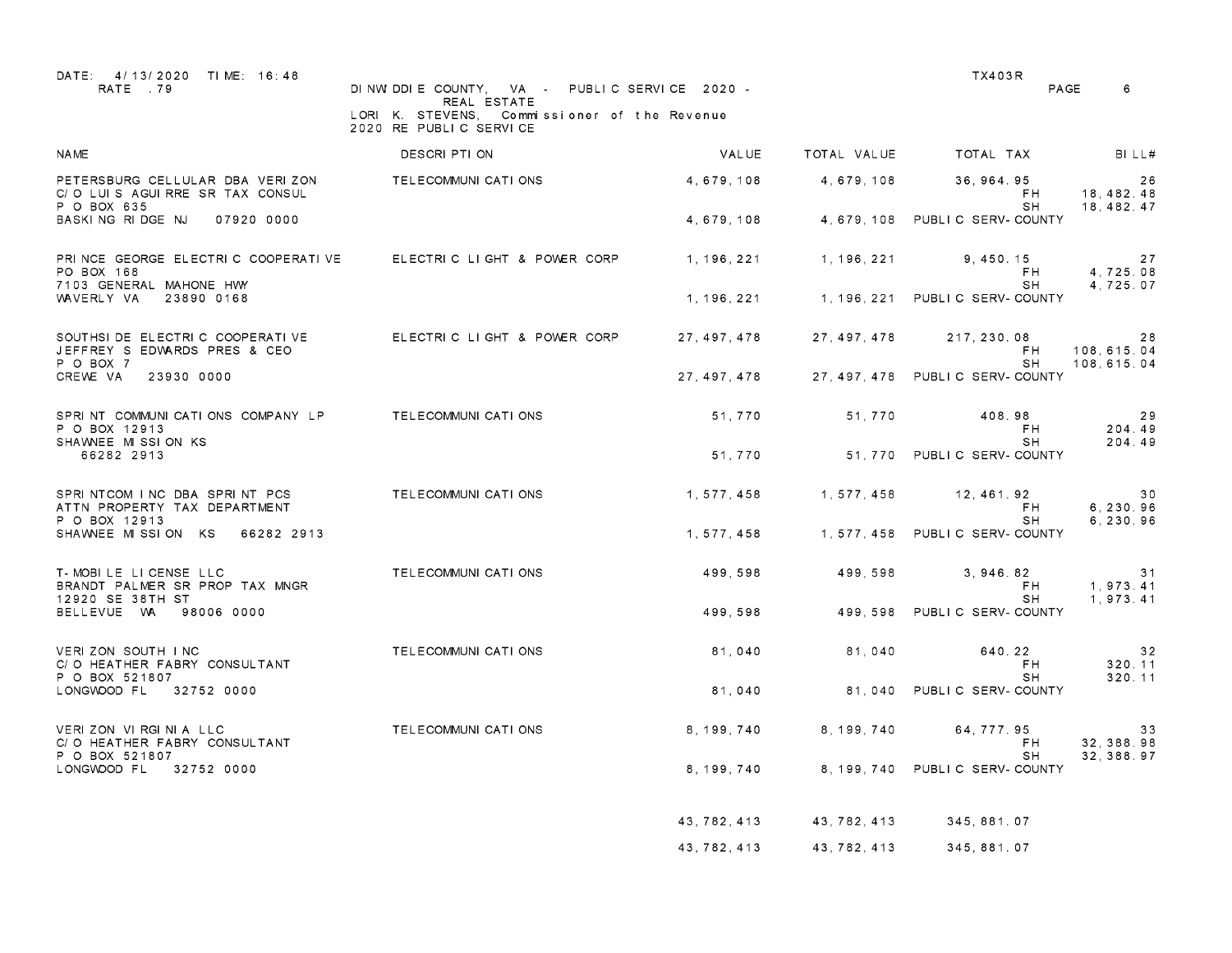DATE: 4/13/2020 TIME: 16:48
RATE .79

DINWIDDIE COUNTY, VA - PUBLIC SERVICE 2020 - REAL ESTATE
LORI K. STEVENS, Commissioner of the Revenue
2020 RE PUBLIC SERVICE

TX403R

| NAME | DESCRIPTION | VALUE | TOTAL VALUE | TOTAL TAX | | BILL# |
|---|---|---|---|---|---|---|
| PETERSBURG CELLULAR DBA VERIZON<br>C/O LUIS AGUIRRE SR TAX CONSUL<br>P O BOX 635<br>BASKING RIDGE NJ 07920 0000 | TELECOMMUNICATIONS | 4,679,108<br><br>4,679,108 | 4,679,108<br><br>4,679,108 | 36,964.95<br>FH<br>SH<br>PUBLIC SERV-COUNTY | <br>18,482.48<br>18,482.47 | 26 |
| PRINCE GEORGE ELECTRIC COOPERATIVE<br>PO BOX 168<br>7103 GENERAL MAHONE HWY<br>WAVERLY VA 23890 0168 | ELECTRIC LIGHT & POWER CORP | 1,196,221<br><br>1,196,221 | 1,196,221<br><br>1,196,221 | 9,450.15<br>FH<br>SH<br>PUBLIC SERV-COUNTY | <br>4,725.08<br>4,725.07 | 27 |
| SOUTHSIDE ELECTRIC COOPERATIVE<br>JEFFREY S EDWARDS PRES & CEO<br>P O BOX 7<br>CREWE VA 23930 0000 | ELECTRIC LIGHT & POWER CORP | 27,497,478<br><br>27,497,478 | 27,497,478<br><br>27,497,478 | 217,230.08<br>FH<br>SH<br>PUBLIC SERV-COUNTY | <br>108,615.04<br>108,615.04 | 28 |
| SPRINT COMMUNICATIONS COMPANY LP<br>P O BOX 12913<br>SHAWNEE MISSION KS<br>66282 2913 | TELECOMMUNICATIONS | 51,770<br><br>51,770 | 51,770<br><br>51,770 | 408.98<br>FH<br>SH<br>PUBLIC SERV-COUNTY | <br>204.49<br>204.49 | 29 |
| SPRINTCOM INC DBA SPRINT PCS<br>ATTN PROPERTY TAX DEPARTMENT<br>P O BOX 12913<br>SHAWNEE MISSION KS 66282 2913 | TELECOMMUNICATIONS | 1,577,458<br><br>1,577,458 | 1,577,458<br><br>1,577,458 | 12,461.92<br>FH<br>SH<br>PUBLIC SERV-COUNTY | <br>6,230.96<br>6,230.96 | 30 |
| T-MOBILE LICENSE LLC<br>BRANDT PALMER SR PROP TAX MNGR<br>12920 SE 38TH ST<br>BELLEVUE WA 98006 0000 | TELECOMMUNICATIONS | 499,598<br><br>499,598 | 499,598<br><br>499,598 | 3,946.82<br>FH<br>SH<br>PUBLIC SERV-COUNTY | <br>1,973.41<br>1,973.41 | 31 |
| VERIZON SOUTH INC<br>C/O HEATHER FABRY CONSULTANT<br>P O BOX 521807<br>LONGWOOD FL 32752 0000 | TELECOMMUNICATIONS | 81,040<br><br>81,040 | 81,040<br><br>81,040 | 640.22<br>FH<br>SH<br>PUBLIC SERV-COUNTY | <br>320.11<br>320.11 | 32 |
| VERIZON VIRGINIA LLC<br>C/O HEATHER FABRY CONSULTANT<br>P O BOX 521807<br>LONGWOOD FL 32752 0000 | TELECOMMUNICATIONS | 8,199,740<br><br>8,199,740 | 8,199,740<br><br>8,199,740 | 64,777.95<br>FH<br>SH<br>PUBLIC SERV-COUNTY | <br>32,388.98<br>32,388.97 | 33 |
| | | 43,782,413 | 43,782,413 | 345,881.07 | | |
| | | 43,782,413 | 43,782,413 | 345,881.07 | | |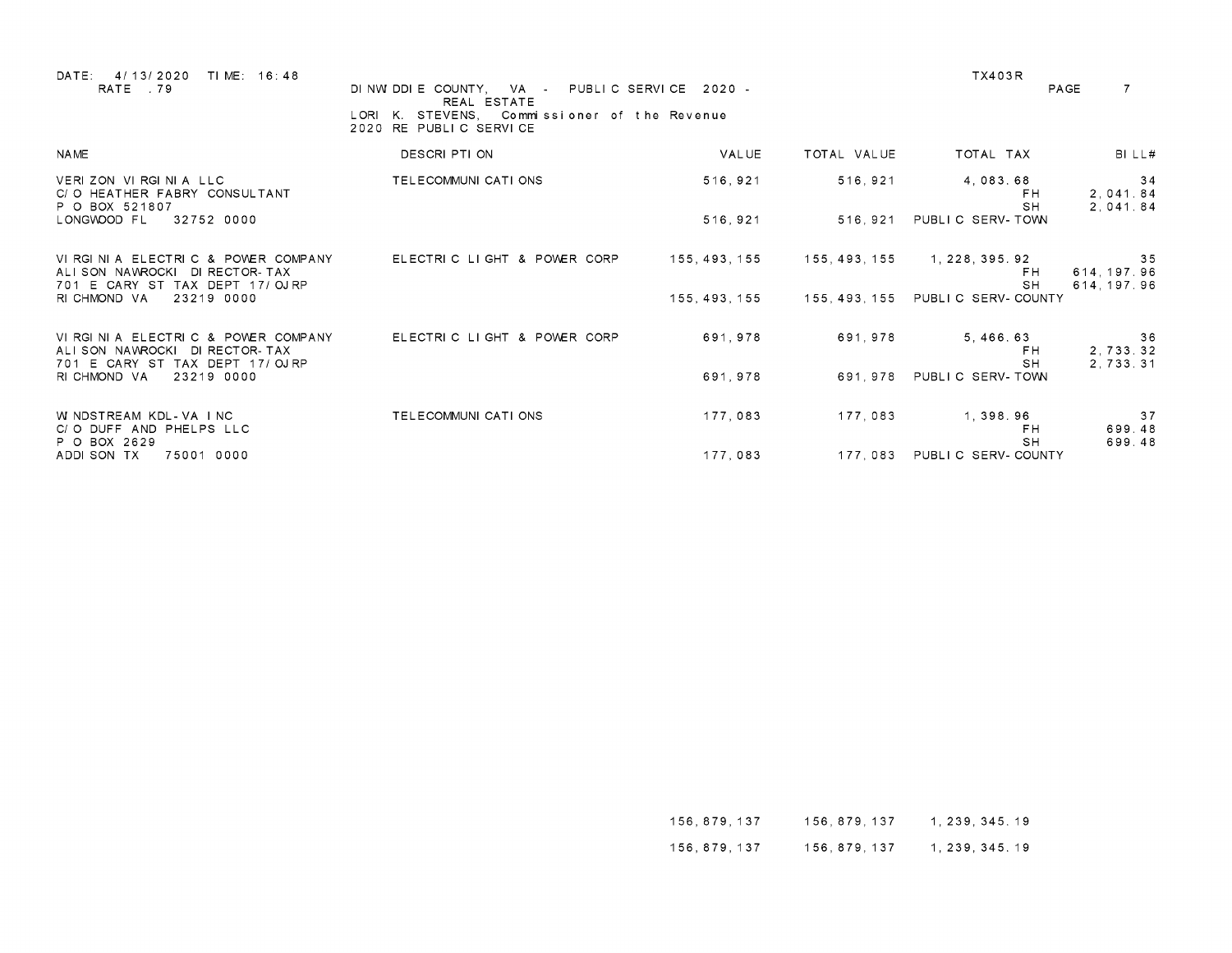DATE: 4/13/2020 TIME: 16:48
RATE .79

DINWIDDIE COUNTY, VA - PUBLIC SERVICE 2020 - REAL ESTATE
LORI K. STEVENS, Commissioner of the Revenue
2020 RE PUBLIC SERVICE

TX403R

| NAME | DESCRIPTION | VALUE | TOTAL VALUE | TOTAL TAX | | BILL# |
|---|---|---|---|---|---|---|
| VERIZON VIRGINIA LLC | TELECOMMUNICATIONS | 516,921 | 516,921 | 4,083.68 | | 34 |
| C/O HEATHER FABRY CONSULTANT | | | | | FH | 2,041.84 |
| P O BOX 521807 | | | | | SH | 2,041.84 |
| LONGWOOD FL 32752 0000 | | 516,921 | 516,921 | PUBLIC SERV-TOWN | | |
| VIRGINIA ELECTRIC & POWER COMPANY | ELECTRIC LIGHT & POWER CORP | 155,493,155 | 155,493,155 | 1,228,395.92 | | 35 |
| ALISON NAWROCKI DIRECTOR-TAX | | | | | FH | 614,197.96 |
| 701 E CARY ST TAX DEPT 17/OJRP | | | | | SH | 614,197.96 |
| RICHMOND VA 23219 0000 | | 155,493,155 | 155,493,155 | PUBLIC SERV-COUNTY | | |
| VIRGINIA ELECTRIC & POWER COMPANY | ELECTRIC LIGHT & POWER CORP | 691,978 | 691,978 | 5,466.63 | | 36 |
| ALISON NAWROCKI DIRECTOR-TAX | | | | | FH | 2,733.32 |
| 701 E CARY ST TAX DEPT 17/OJRP | | | | | SH | 2,733.31 |
| RICHMOND VA 23219 0000 | | 691,978 | 691,978 | PUBLIC SERV-TOWN | | |
| WINDSTREAM KDL-VA INC | TELECOMMUNICATIONS | 177,083 | 177,083 | 1,398.96 | | 37 |
| C/O DUFF AND PHELPS LLC | | | | | FH | 699.48 |
| P O BOX 2629 | | | | | SH | 699.48 |
| ADDISON TX 75001 0000 | | 177,083 | 177,083 | PUBLIC SERV-COUNTY | | |
| | | 156,879,137 | 156,879,137 | 1,239,345.19 | | |
| | | 156,879,137 | 156,879,137 | 1,239,345.19 | | |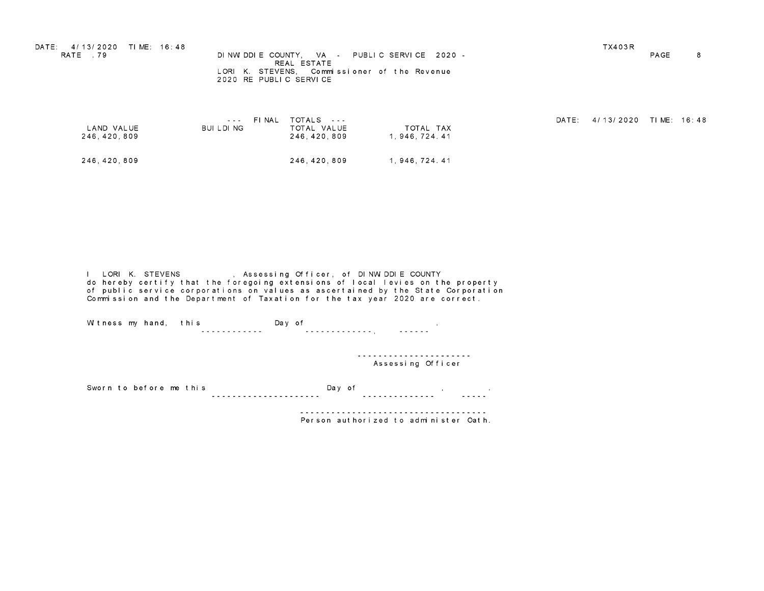DATE: 4/13/2020 TIME: 16:48
RATE .79

DINWIDDIE COUNTY, VA - PUBLIC SERVICE 2020 - REAL ESTATE
LORI K. STEVENS, Commissioner of the Revenue
2020 RE PUBLIC SERVICE

TX403R

DATE: 4/13/2020 TIME: 16:48

--- FINAL TOTALS ---

| LAND VALUE | BUILDING | TOTAL VALUE | TOTAL TAX |
|---|---|---|---|
| 246,420,809 | | 246,420,809 | 1,946,724.41 |
| 246,420,809 | | 246,420,809 | 1,946,724.41 |

I LORI K. STEVENS , Assessing Officer, of DINWIDDIE COUNTY do hereby certify that the foregoing extensions of local levies on the property of public service corporations on values as ascertained by the State Corporation Commission and the Department of Taxation for the tax year 2020 are correct.

Witness my hand, this ------------ Day of -------------, ------.

----------------------
Assessing Officer

Sworn to before me this --------------------- Day of -------------, -----.

------------------------------------
Person authorized to administer Oath.